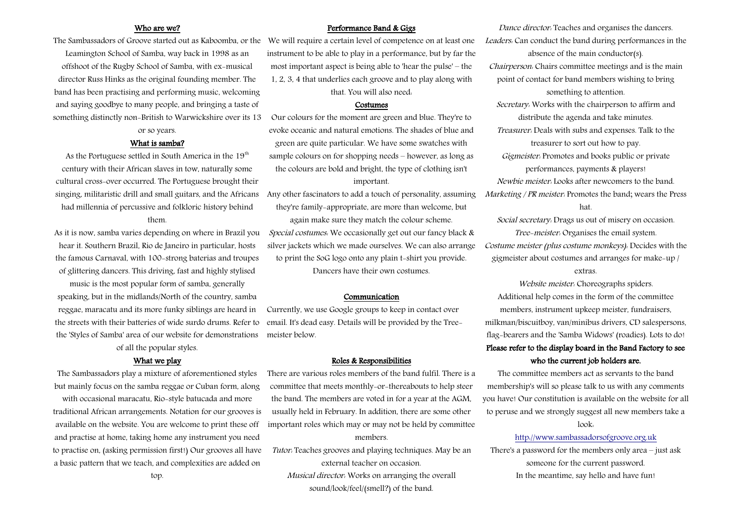## Who are we?

The Sambassadors of Groove started out as Kaboomba, or the Leamington School of Samba, way back in 1998 as an offshoot of the Rugby School of Samba, with ex-musical director Russ Hinks as the original founding member. The band has been practising and performing music, welcoming and saying goodbye to many people, and bringing a taste of something distinctly non-British to Warwickshire over its 13 or so years.

## What is samba?

As the Portuguese settled in South America in the 19th century with their African slaves in tow, naturally some cultural cross-over occurred. The Portuguese brought their singing, militaristic drill and small guitars, and the Africans had millennia of percussive and folkloric history behind them.

As it is now, samba varies depending on where in Brazil you hear it. Southern Brazil, Rio de Janeiro in particular, hosts the famous Carnaval, with 100-strong baterias and troupes of glittering dancers. This driving, fast and highly stylised music is the most popular form of samba, generally speaking, but in the midlands/North of the country, samba reggae, maracatu and its more funky siblings are heard in the streets with their batteries of wide surdo drums. Refer to the 'Styles of Samba' area of our website for demonstrations of all the popular styles.

## What we play

The Sambassadors play a mixture of aforementioned styles but mainly focus on the samba reggae or Cuban form, along with occasional maracatu, Rio-style batucada and more traditional African arrangements. Notation for our grooves is available on the website. You are welcome to print these off and practise at home, taking home any instrument you need to practise on, (asking permission first!) Our grooves all have a basic pattern that we teach, and complexities are added on top.

## Performance Band & Gigs

We will require a certain level of competence on at least one instrument to be able to play in a performance, but by far the most important aspect is being able to 'hear the pulse' – the 1, 2, 3, 4 that underlies each groove and to play along with that. You will also need:

## Costumes

Our colours for the moment are green and blue. They're to evoke oceanic and natural emotions. The shades of blue and green are quite particular. We have some swatches with sample colours on for shopping needs – however, as long as the colours are bold and bright, the type of clothing isn't important.

Any other fascinators to add a touch of personality, assuming they're family-appropriate, are more than welcome, but again make sure they match the colour scheme.

*Special costumes:* We occasionally get out our fancy black & silver jackets which we made ourselves. We can also arrange to print the SoG logo onto any plain t-shirt you provide. Dancers have their own costumes.

## Communication

Currently, we use Google groups to keep in contact over email. It's dead easy. Details will be provided by the Tree-meister below.

## Roles & Responsibilities

There are various roles members of the band fulfil. There is a committee that meets monthly-or-thereabouts to help steer the band. The members are voted in for a year at the AGM, usually held in February. In addition, there are some other important roles which may or may not be held by committee members.

*Tutor:* Teaches grooves and playing techniques. May be an external teacher on occasion.

*Musical director:* Works on arranging the overall sound/look/feel/(smell?) of the band.

*Dance director:* Teaches and organises the dancers.

*Leaders:* Can conduct the band during performances in the absence of the main conductor(s).

*Chairperson:* Chairs committee meetings and is the main point of contact for band members wishing to bring something to attention.

*Secretary:* Works with the chairperson to affirm and distribute the agenda and take minutes.

*Treasurer:* Deals with subs and expenses. Talk to the treasurer to sort out how to pay.

*Gigmeister:* Promotes and books public or private performances, payments & players!

*Newbie meister:* Looks after newcomers to the band.

*Marketing / PR meister:* Promotes the band; wears the Press hat.

*Social secretary:* Drags us out of misery on occasion.

*Tree-meister:* Organises the email system.

*Costume meister (plus costume monkeys):* Decides with the gigmeister about costumes and arranges for make-up / extras.

*Website meister:* Choreographs spiders.

Additional help comes in the form of the committee members, instrument upkeep meister, fundraisers, milkman/biscuitboy, van/minibus drivers, CD salespersons, flag-bearers and the 'Samba Widows' (roadies). Lots to do!

**Please refer to the display board in the Band Factory to see who the current job holders are.**

The committee members act as servants to the band membership's will so please talk to us with any comments you have! Our constitution is available on the website for all to peruse and we strongly suggest all new members take a look:

http://www.sambassadorsofgroove.org.uk

There's a password for the members only area – just ask someone for the current password.

In the meantime, say hello and have fun!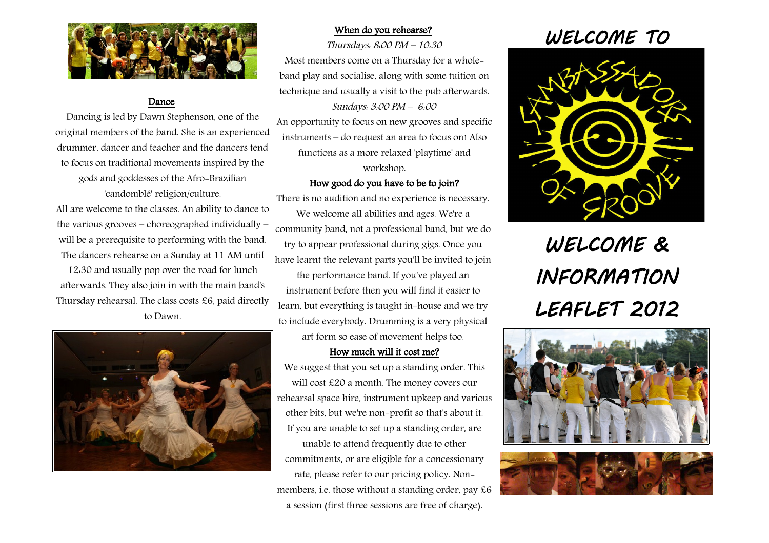## Dance

Dancing is led by Dawn Stephenson, one of the original members of the band. She is an experienced drummer, dancer and teacher and the dancers tend to focus on traditional movements inspired by the gods and goddesses of the Afro-Brazilian 'candomblé' religion/culture.

All are welcome to the classes. An ability to dance to the various grooves – choreographed individually – will be a prerequisite to performing with the band. The dancers rehearse on a Sunday at 11 AM until 12:30 and usually pop over the road for lunch afterwards. They also join in with the main band's Thursday rehearsal. The class costs £6, paid directly to Dawn.

## When do you rehearse?

*Thursdays: 8:00 PM – 10:30*

Most members come on a Thursday for a whole-band play and socialise, along with some tuition on technique and usually a visit to the pub afterwards.

*Sundays: 3:00 PM – 6:00*

An opportunity to focus on new grooves and specific instruments – do request an area to focus on! Also functions as a more relaxed 'playtime' and workshop.

## How good do you have to be to join?

There is no audition and no experience is necessary. We welcome all abilities and ages. We're a community band, not a professional band, but we do try to appear professional during gigs. Once you have learnt the relevant parts you'll be invited to join the performance band. If you've played an instrument before then you will find it easier to learn, but everything is taught in-house and we try to include everybody. Drumming is a very physical art form so ease of movement helps too.

## How much will it cost me?

We suggest that you set up a standing order. This will cost £20 a month. The money covers our rehearsal space hire, instrument upkeep and various other bits, but we're non-profit so that's about it. If you are unable to set up a standing order, are unable to attend frequently due to other commitments, or are eligible for a concessionary rate, please refer to our pricing policy. Non-members, i.e. those without a standing order, pay £6 a session (first three sessions are free of charge).

# WELCOME TO

SAMBASSADORS OF GROOVE

# WELCOME & INFORMATION LEAFLET 2012